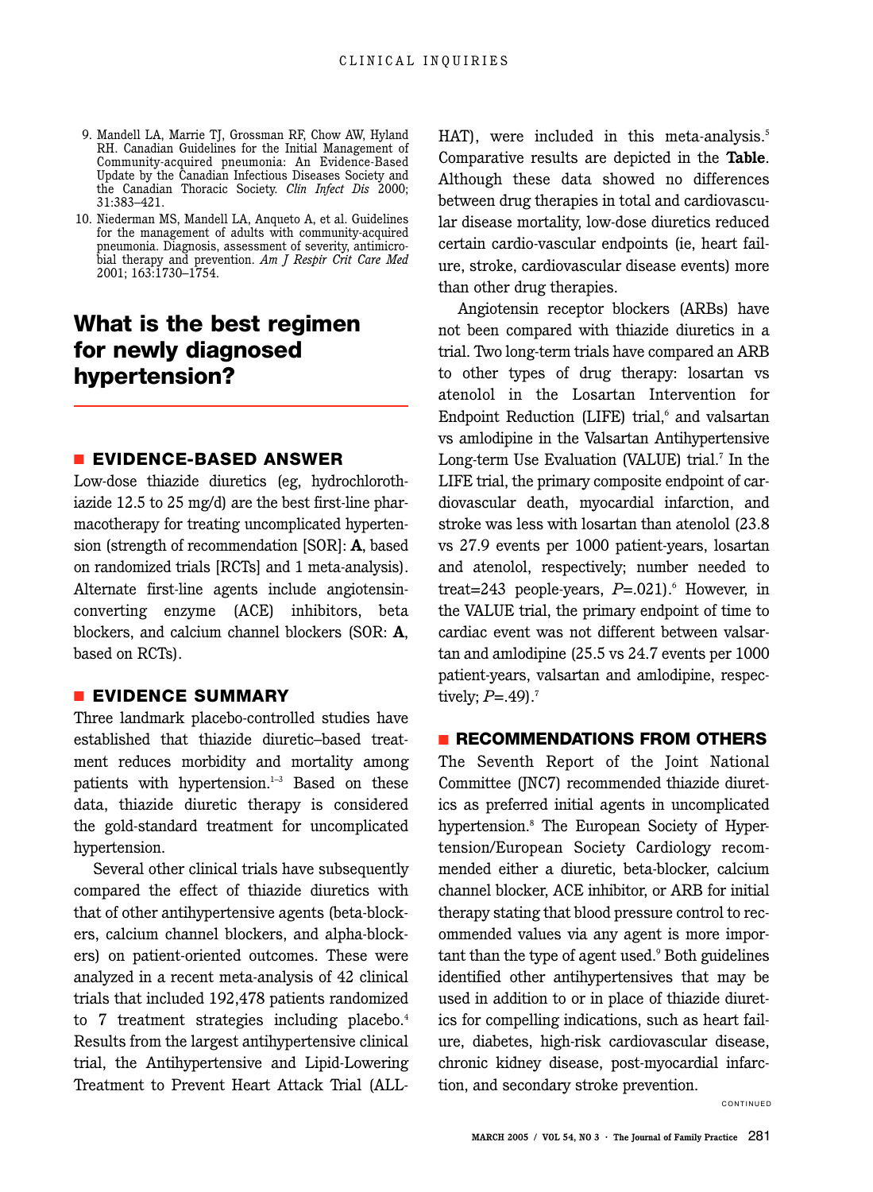9. Mandell LA, Marrie TJ, Grossman RF, Chow AW, Hyland RH. Canadian Guidelines for the Initial Management of Community-acquired pneumonia: An Evidence-Based Update by the Canadian Infectious Diseases Society and the Canadian Thoracic Society. *Clin Infect Dis* 2000; 31:383–421.
10. Niederman MS, Mandell LA, Anqueto A, et al. Guidelines for the management of adults with community-acquired pneumonia. Diagnosis, assessment of severity, antimicrobial therapy and prevention. *Am J Respir Crit Care Med* 2001; 163:1730–1754.

# What is the best regimen for newly diagnosed hypertension?

## EVIDENCE-BASED ANSWER

Low-dose thiazide diuretics (eg, hydrochlorothiazide 12.5 to 25 mg/d) are the best first-line pharmacotherapy for treating uncomplicated hypertension (strength of recommendation [SOR]: **A**, based on randomized trials [RCTs] and 1 meta-analysis). Alternate first-line agents include angiotensin-converting enzyme (ACE) inhibitors, beta blockers, and calcium channel blockers (SOR: **A**, based on RCTs).

## EVIDENCE SUMMARY

Three landmark placebo-controlled studies have established that thiazide diuretic–based treatment reduces morbidity and mortality among patients with hypertension.[1–3] Based on these data, thiazide diuretic therapy is considered the gold-standard treatment for uncomplicated hypertension.

Several other clinical trials have subsequently compared the effect of thiazide diuretics with that of other antihypertensive agents (beta-blockers, calcium channel blockers, and alpha-blockers) on patient-oriented outcomes. These were analyzed in a recent meta-analysis of 42 clinical trials that included 192,478 patients randomized to 7 treatment strategies including placebo.[4] Results from the largest antihypertensive clinical trial, the Antihypertensive and Lipid-Lowering Treatment to Prevent Heart Attack Trial (ALLHAT), were included in this meta-analysis.[5] Comparative results are depicted in the **Table**. Although these data showed no differences between drug therapies in total and cardiovascular disease mortality, low-dose diuretics reduced certain cardio-vascular endpoints (ie, heart failure, stroke, cardiovascular disease events) more than other drug therapies.

Angiotensin receptor blockers (ARBs) have not been compared with thiazide diuretics in a trial. Two long-term trials have compared an ARB to other types of drug therapy: losartan vs atenolol in the Losartan Intervention for Endpoint Reduction (LIFE) trial,[6] and valsartan vs amlodipine in the Valsartan Antihypertensive Long-term Use Evaluation (VALUE) trial.[7] In the LIFE trial, the primary composite endpoint of cardiovascular death, myocardial infarction, and stroke was less with losartan than atenolol (23.8 vs 27.9 events per 1000 patient-years, losartan and atenolol, respectively; number needed to treat=243 people-years, $P$=.021).[6] However, in the VALUE trial, the primary endpoint of time to cardiac event was not different between valsartan and amlodipine (25.5 vs 24.7 events per 1000 patient-years, valsartan and amlodipine, respectively; $P$=.49).[7]

## RECOMMENDATIONS FROM OTHERS

The Seventh Report of the Joint National Committee (JNC7) recommended thiazide diuretics as preferred initial agents in uncomplicated hypertension.[8] The European Society of Hypertension/European Society Cardiology recommended either a diuretic, beta-blocker, calcium channel blocker, ACE inhibitor, or ARB for initial therapy stating that blood pressure control to recommended values via any agent is more important than the type of agent used.[9] Both guidelines identified other antihypertensives that may be used in addition to or in place of thiazide diuretics for compelling indications, such as heart failure, diabetes, high-risk cardiovascular disease, chronic kidney disease, post-myocardial infarction, and secondary stroke prevention.

CONTINUED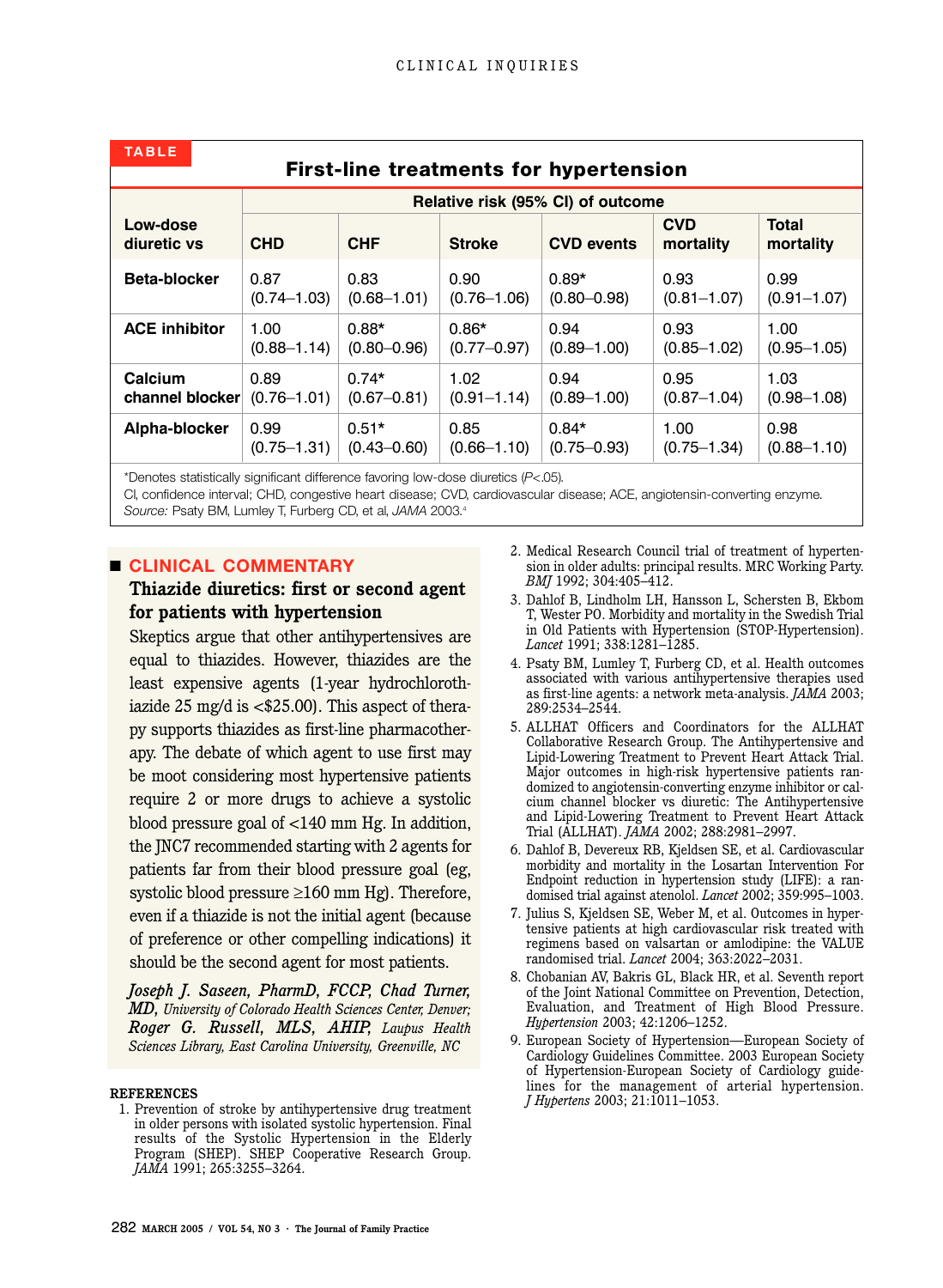**TABLE**

### First-line treatments for hypertension

| Low-dose diuretic vs | Relative risk (95% CI) of outcome | | | | | |
|---|---|---|---|---|---|---|
| | CHD | CHF | Stroke | CVD events | CVD mortality | Total mortality |
| **Beta-blocker** | 0.87 (0.74–1.03) | 0.83 (0.68–1.01) | 0.90 (0.76–1.06) | 0.89* (0.80–0.98) | 0.93 (0.81–1.07) | 0.99 (0.91–1.07) |
| **ACE inhibitor** | 1.00 (0.88–1.14) | 0.88* (0.80–0.96) | 0.86* (0.77–0.97) | 0.94 (0.89–1.00) | 0.93 (0.85–1.02) | 1.00 (0.95–1.05) |
| **Calcium channel blocker** | 0.89 (0.76–1.01) | 0.74* (0.67–0.81) | 1.02 (0.91–1.14) | 0.94 (0.89–1.00) | 0.95 (0.87–1.04) | 1.03 (0.98–1.08) |
| **Alpha-blocker** | 0.99 (0.75–1.31) | 0.51* (0.43–0.60) | 0.85 (0.66–1.10) | 0.84* (0.75–0.93) | 1.00 (0.75–1.34) | 0.98 (0.88–1.10) |

*Denotes statistically significant difference favoring low-dose diuretics ($P<.05$).

CI, confidence interval; CHD, congestive heart disease; CVD, cardiovascular disease; ACE, angiotensin-converting enzyme.

*Source:* Psaty BM, Lumley T, Furberg CD, et al, *JAMA* 2003.[4]

## CLINICAL COMMENTARY

### Thiazide diuretics: first or second agent for patients with hypertension

Skeptics argue that other antihypertensives are equal to thiazides. However, thiazides are the least expensive agents (1-year hydrochlorothiazide 25 mg/d is <$25.00). This aspect of therapy supports thiazides as first-line pharmacotherapy. The debate of which agent to use first may be moot considering most hypertensive patients require 2 or more drugs to achieve a systolic blood pressure goal of <140 mm Hg. In addition, the JNC7 recommended starting with 2 agents for patients far from their blood pressure goal (eg, systolic blood pressure ≥160 mm Hg). Therefore, even if a thiazide is not the initial agent (because of preference or other compelling indications) it should be the second agent for most patients.

***Joseph J. Saseen, PharmD, FCCP, Chad Turner, MD,*** *University of Colorado Health Sciences Center, Denver;* ***Roger G. Russell, MLS, AHIP,*** *Laupus Health Sciences Library, East Carolina University, Greenville, NC*

### REFERENCES

1. Prevention of stroke by antihypertensive drug treatment in older persons with isolated systolic hypertension. Final results of the Systolic Hypertension in the Elderly Program (SHEP). SHEP Cooperative Research Group. *JAMA* 1991; 265:3255–3264.
2. Medical Research Council trial of treatment of hypertension in older adults: principal results. MRC Working Party. *BMJ* 1992; 304:405–412.
3. Dahlof B, Lindholm LH, Hansson L, Schersten B, Ekbom T, Wester PO. Morbidity and mortality in the Swedish Trial in Old Patients with Hypertension (STOP-Hypertension). *Lancet* 1991; 338:1281–1285.
4. Psaty BM, Lumley T, Furberg CD, et al. Health outcomes associated with various antihypertensive therapies used as first-line agents: a network meta-analysis. *JAMA* 2003; 289:2534–2544.
5. ALLHAT Officers and Coordinators for the ALLHAT Collaborative Research Group. The Antihypertensive and Lipid-Lowering Treatment to Prevent Heart Attack Trial. Major outcomes in high-risk hypertensive patients randomized to angiotensin-converting enzyme inhibitor or calcium channel blocker vs diuretic: The Antihypertensive and Lipid-Lowering Treatment to Prevent Heart Attack Trial (ALLHAT). *JAMA* 2002; 288:2981–2997.
6. Dahlof B, Devereux RB, Kjeldsen SE, et al. Cardiovascular morbidity and mortality in the Losartan Intervention For Endpoint reduction in hypertension study (LIFE): a randomised trial against atenolol. *Lancet* 2002; 359:995–1003.
7. Julius S, Kjeldsen SE, Weber M, et al. Outcomes in hypertensive patients at high cardiovascular risk treated with regimens based on valsartan or amlodipine: the VALUE randomised trial. *Lancet* 2004; 363:2022–2031.
8. Chobanian AV, Bakris GL, Black HR, et al. Seventh report of the Joint National Committee on Prevention, Detection, Evaluation, and Treatment of High Blood Pressure. *Hypertension* 2003; 42:1206–1252.
9. European Society of Hypertension—European Society of Cardiology Guidelines Committee. 2003 European Society of Hypertension-European Society of Cardiology guidelines for the management of arterial hypertension. *J Hypertens* 2003; 21:1011–1053.